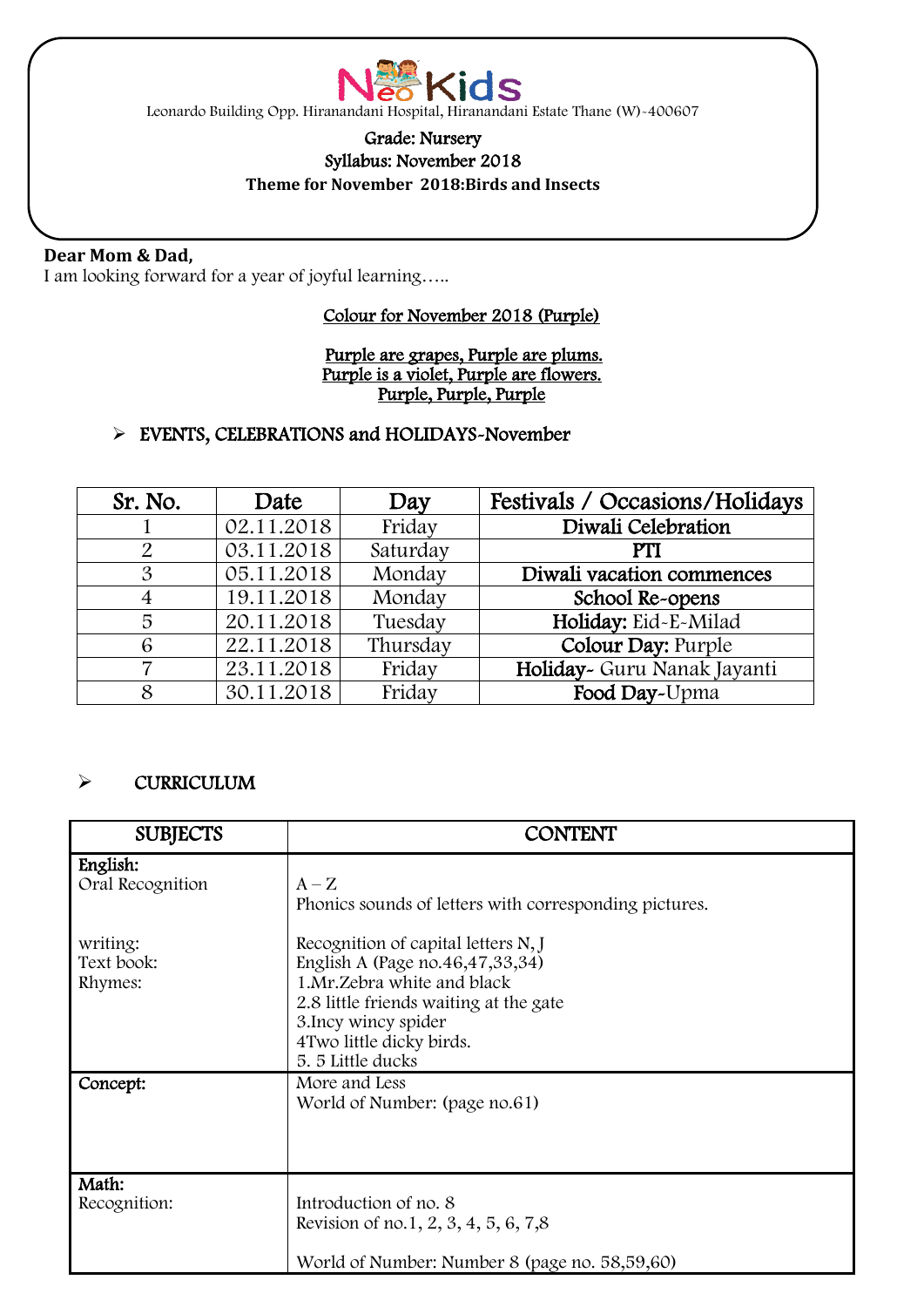# NeoKids

Leonardo Building Opp. Hiranandani Hospital, Hiranandani Estate Thane (W)-400607

**Grade: Nursery**
**Syllabus: November 2018**
**Theme for November 2018:Birds and Insects**

**Dear Mom & Dad,**
I am looking forward for a year of joyful learning…..

Colour for November 2018 (Purple)

Purple are grapes, Purple are plums.
Purple is a violet, Purple are flowers.
Purple, Purple, Purple

- EVENTS, CELEBRATIONS and HOLIDAYS-November

| Sr. No. | Date | Day | Festivals / Occasions/Holidays |
|---|---|---|---|
| 1 | 02.11.2018 | Friday | **Diwali Celebration** |
| 2 | 03.11.2018 | Saturday | **PTI** |
| 3 | 05.11.2018 | Monday | **Diwali vacation commences** |
| 4 | 19.11.2018 | Monday | **School Re-opens** |
| 5 | 20.11.2018 | Tuesday | **Holiday:** Eid-E-Milad |
| 6 | 22.11.2018 | Thursday | **Colour Day:** Purple |
| 7 | 23.11.2018 | Friday | **Holiday**- Guru Nanak Jayanti |
| 8 | 30.11.2018 | Friday | **Food Day**-Upma |

- CURRICULUM

| SUBJECTS | CONTENT |
|---|---|
| **English:**<br>Oral Recognition | A – Z<br>Phonics sounds of letters with corresponding pictures. |
| writing:<br>Text book:<br>Rhymes: | Recognition of capital letters N, J<br>English A (Page no.46,47,33,34)<br>1.Mr.Zebra white and black<br>2.8 little friends waiting at the gate<br>3.Incy wincy spider<br>4Two little dicky birds.<br>5. 5 Little ducks |
| **Concept:** | More and Less<br>World of Number: (page no.61) |
| **Math:**<br>Recognition: | Introduction of no. 8<br>Revision of no.1, 2, 3, 4, 5, 6, 7,8<br><br>World of Number: Number 8 (page no. 58,59,60) |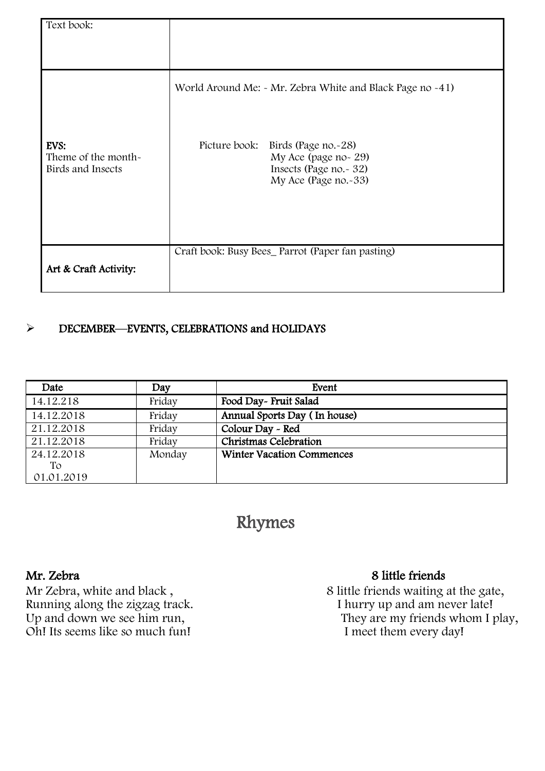| Text book: | |
|---|---|
| **EVS:** Theme of the month- Birds and Insects | World Around Me: - Mr. Zebra White and Black Page no -41)<br><br>Picture book: Birds (Page no.-28)<br>My Ace (page no- 29)<br>Insects (Page no.- 32)<br>My Ace (Page no.-33) |
| **Art & Craft Activity:** | Craft book: Busy Bees_ Parrot (Paper fan pasting) |

- **DECEMBER—EVENTS, CELEBRATIONS and HOLIDAYS**

| Date | Day | Event |
|---|---|---|
| 14.12.218 | Friday | **Food Day- Fruit Salad** |
| 14.12.2018 | Friday | **Annual Sports Day ( In house)** |
| 21.12.2018 | Friday | **Colour Day - Red** |
| 21.12.2018 | Friday | **Christmas Celebration** |
| 24.12.2018 To 01.01.2019 | Monday | **Winter Vacation Commences** |

# Rhymes

**Mr. Zebra**

Mr Zebra, white and black ,
Running along the zigzag track.
Up and down we see him run,
Oh! Its seems like so much fun!

**8 little friends**

8 little friends waiting at the gate,
I hurry up and am never late!
They are my friends whom I play,
I meet them every day!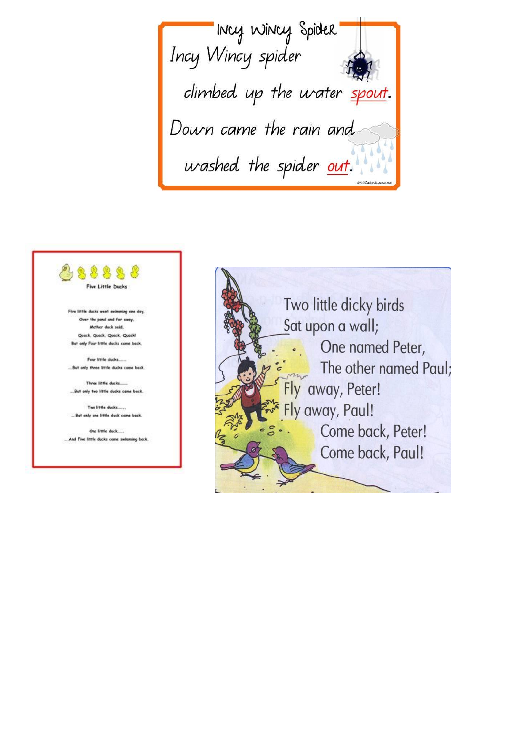# Incy Wincy Spider

Incy Wincy spider
climbed up the water spout.
Down came the rain and
washed the spider out.

## Five Little Ducks

Five little ducks went swimming one day,
Over the pond and far away.
Mother duck said,
Quack, Quack, Quack, Quack!
But only Four little ducks came back.

Four little ducks……
…But only three little ducks came back.

Three little ducks……
…But only two little ducks came back.

Two little ducks……
…But only one little duck came back.

One little duck……
…And Five little ducks came swimming back.

Two little dicky birds
Sat upon a wall;
One named Peter,
The other named Paul;
Fly away, Peter!
Fly away, Paul!
Come back, Peter!
Come back, Paul!